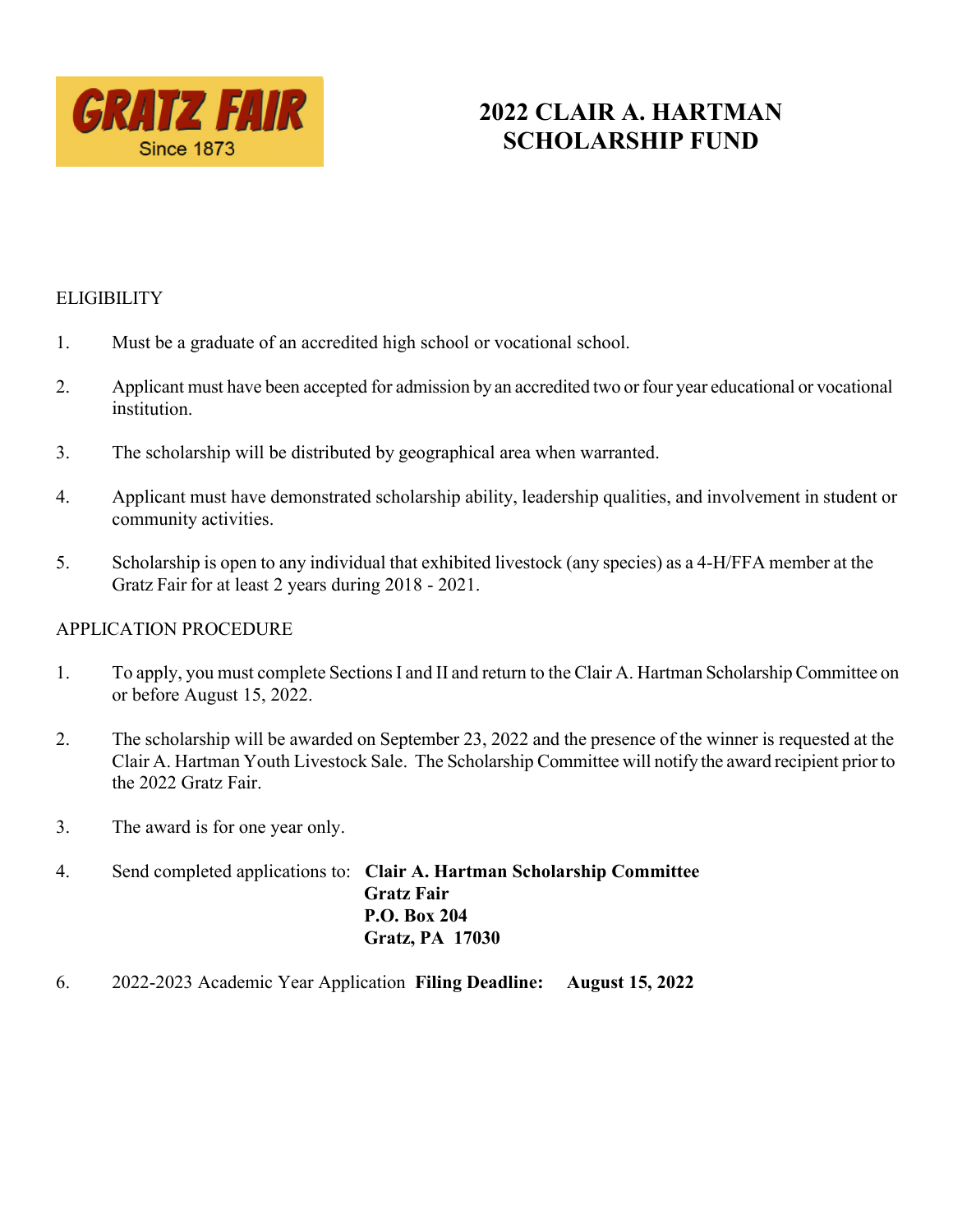GRATZ FAIR
Since 1873

# 2022 CLAIR A. HARTMAN SCHOLARSHIP FUND

ELIGIBILITY

1. Must be a graduate of an accredited high school or vocational school.

2. Applicant must have been accepted for admission by an accredited two or four year educational or vocational institution.

3. The scholarship will be distributed by geographical area when warranted.

4. Applicant must have demonstrated scholarship ability, leadership qualities, and involvement in student or community activities.

5. Scholarship is open to any individual that exhibited livestock (any species) as a 4-H/FFA member at the Gratz Fair for at least 2 years during 2018 - 2021.

APPLICATION PROCEDURE

1. To apply, you must complete Sections I and II and return to the Clair A. Hartman Scholarship Committee on or before August 15, 2022.

2. The scholarship will be awarded on September 23, 2022 and the presence of the winner is requested at the Clair A. Hartman Youth Livestock Sale. The Scholarship Committee will notify the award recipient prior to the 2022 Gratz Fair.

3. The award is for one year only.

4. Send completed applications to: **Clair A. Hartman Scholarship Committee**
**Gratz Fair**
**P.O. Box 204**
**Gratz, PA 17030**

6. 2022-2023 Academic Year Application **Filing Deadline: August 15, 2022**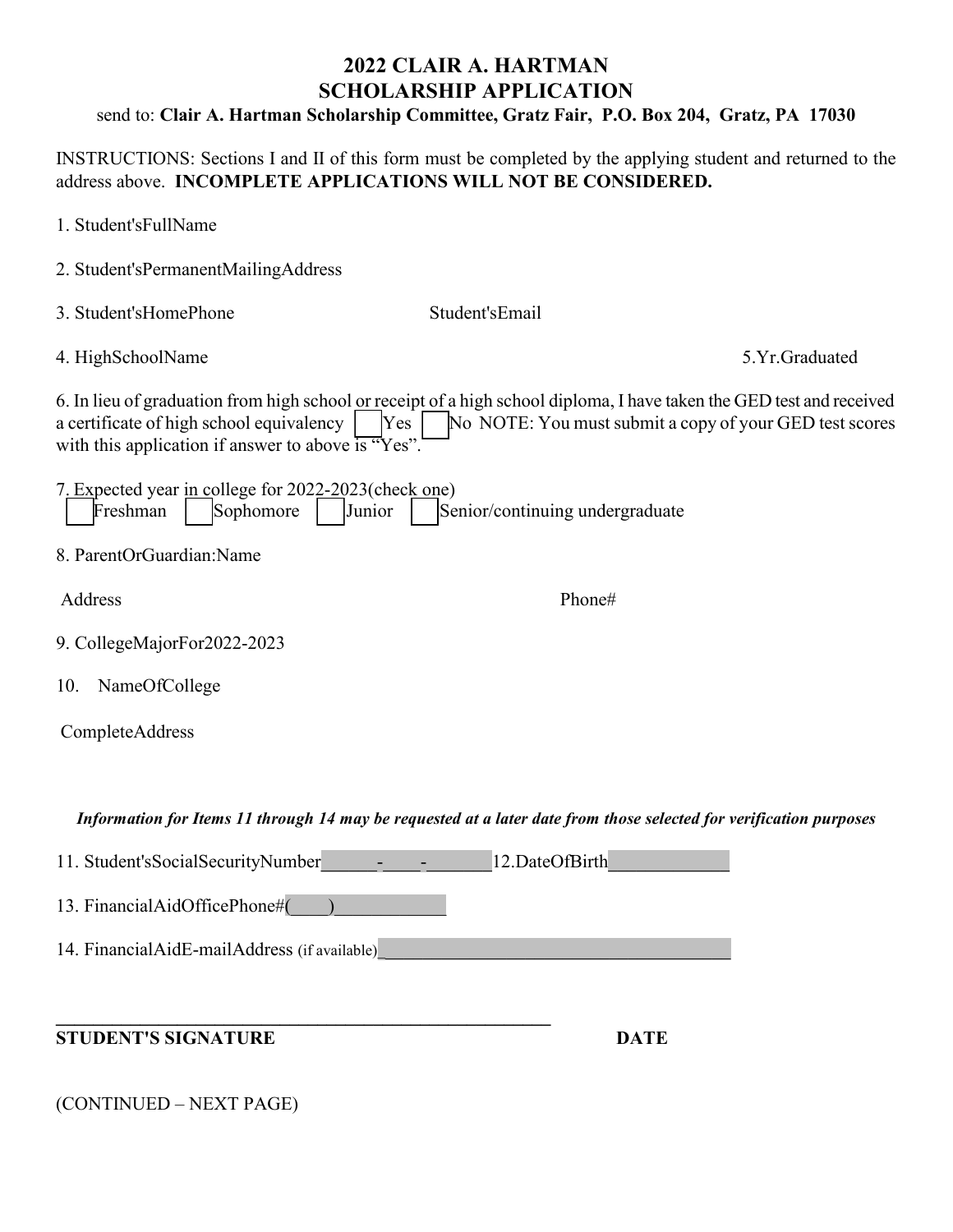# 2022 CLAIR A. HARTMAN
# SCHOLARSHIP APPLICATION

send to: **Clair A. Hartman Scholarship Committee, Gratz Fair, P.O. Box 204, Gratz, PA 17030**

INSTRUCTIONS: Sections I and II of this form must be completed by the applying student and returned to the address above. **INCOMPLETE APPLICATIONS WILL NOT BE CONSIDERED.**

1. Student'sFullName

2. Student'sPermanentMailingAddress

3. Student'sHomePhone Student'sEmail

4. HighSchoolName 5.Yr.Graduated

6. In lieu of graduation from high school or receipt of a high school diploma, I have taken the GED test and received a certificate of high school equivalency ☐ Yes ☐ No NOTE: You must submit a copy of your GED test scores with this application if answer to above is "Yes".

7. Expected year in college for 2022-2023(check one)
☐ Freshman ☐ Sophomore ☐ Junior ☐ Senior/continuing undergraduate

8. ParentOrGuardian:Name

Address Phone#

9. CollegeMajorFor2022-2023

10. NameOfCollege

CompleteAddress

***Information for Items 11 through 14 may be requested at a later date from those selected for verification purposes***

11. Student'sSocialSecurityNumber______-____-_______ 12.DateOfBirth_____________

13. FinancialAidOfficePhone#(____)____________

14. FinancialAidE-mailAddress (if available)______________________________________

_______________________________________________________

**STUDENT'S SIGNATURE** **DATE**

(CONTINUED – NEXT PAGE)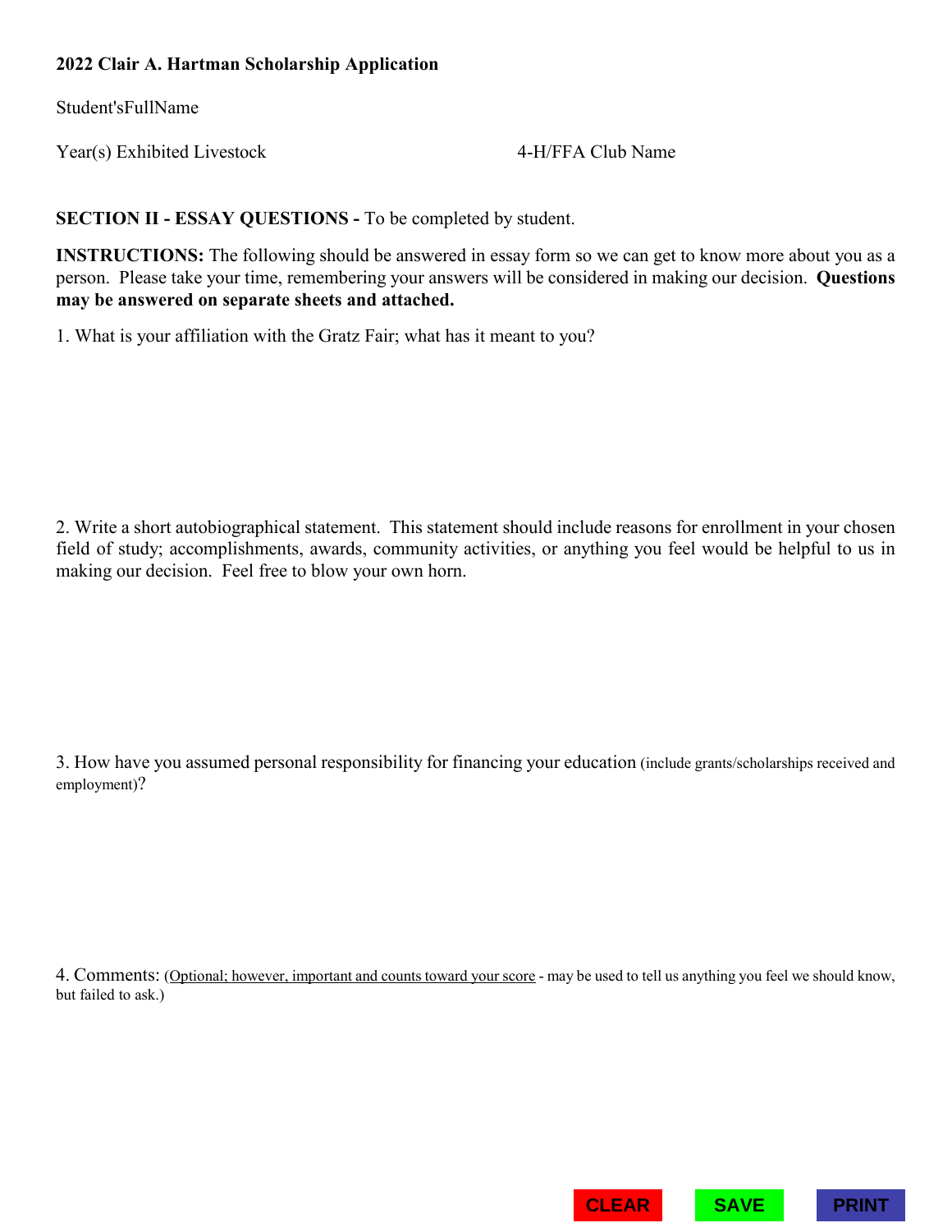**2022 Clair A. Hartman Scholarship Application**

Student'sFullName

Year(s) Exhibited Livestock 4-H/FFA Club Name

**SECTION II - ESSAY QUESTIONS -** To be completed by student.

**INSTRUCTIONS:** The following should be answered in essay form so we can get to know more about you as a person. Please take your time, remembering your answers will be considered in making our decision. **Questions may be answered on separate sheets and attached.**

1. What is your affiliation with the Gratz Fair; what has it meant to you?

2. Write a short autobiographical statement. This statement should include reasons for enrollment in your chosen field of study; accomplishments, awards, community activities, or anything you feel would be helpful to us in making our decision. Feel free to blow your own horn.

3. How have you assumed personal responsibility for financing your education (include grants/scholarships received and employment)?

4. Comments: (Optional; however, important and counts toward your score - may be used to tell us anything you feel we should know, but failed to ask.)

CLEAR SAVE PRINT